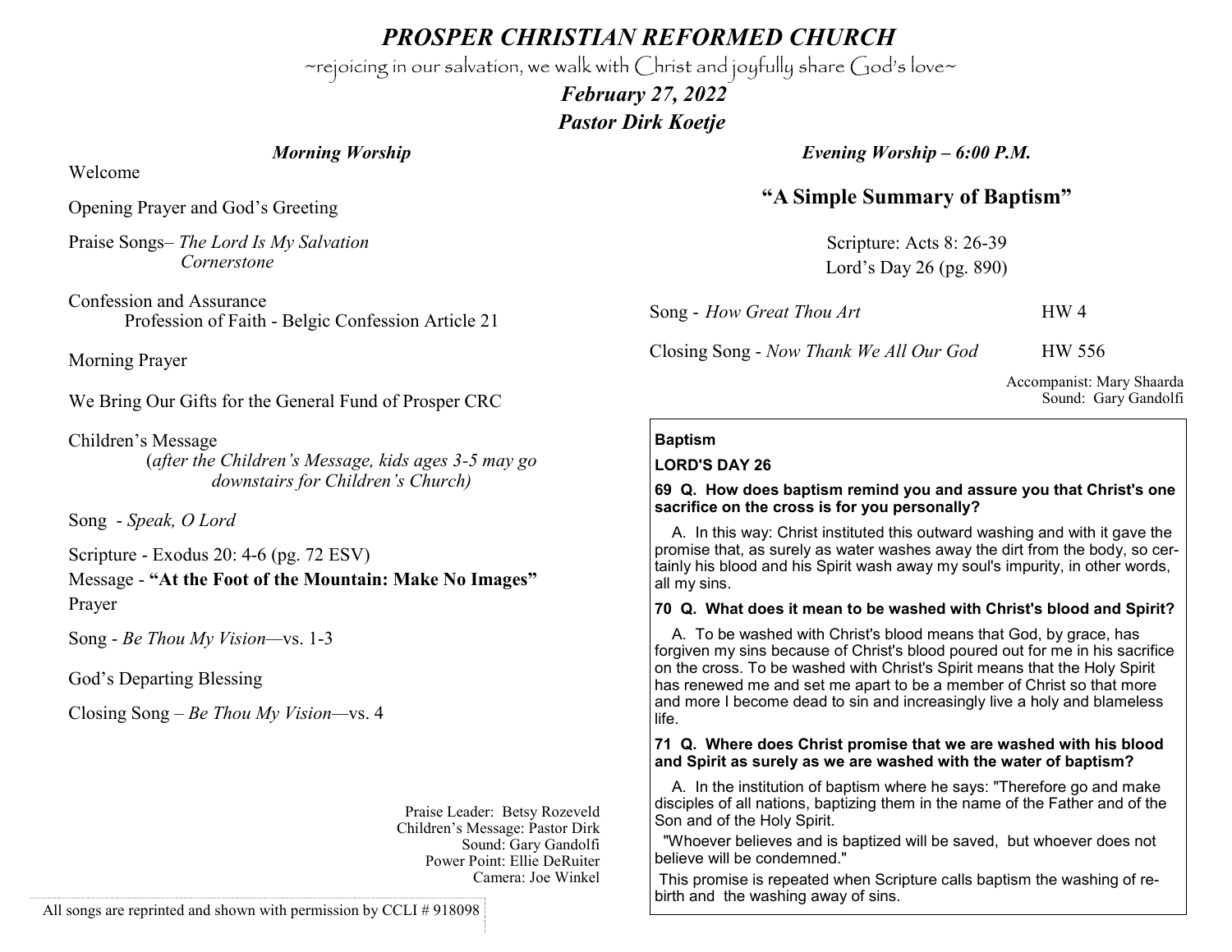# *PROSPER CHRISTIAN REFORMED CHURCH*

~rejoicing in our salvation, we walk with Christ and joyfully share God's love~

***February 27, 2022***

***Pastor Dirk Koetje***

## *Morning Worship*

Welcome

Opening Prayer and God's Greeting

Praise Songs– *The Lord Is My Salvation*
*Cornerstone*

Confession and Assurance
Profession of Faith - Belgic Confession Article 21

Morning Prayer

We Bring Our Gifts for the General Fund of Prosper CRC

Children's Message
(*after the Children's Message, kids ages 3-5 may go downstairs for Children's Church)*

Song - *Speak, O Lord*

Scripture - Exodus 20: 4-6 (pg. 72 ESV)

Message - **"At the Foot of the Mountain: Make No Images"**

Prayer

Song - *Be Thou My Vision*—vs. 1-3

God's Departing Blessing

Closing Song – *Be Thou My Vision*—vs. 4

Praise Leader: Betsy Rozeveld
Children's Message: Pastor Dirk
Sound: Gary Gandolfi
Power Point: Ellie DeRuiter
Camera: Joe Winkel

All songs are reprinted and shown with permission by CCLI # 918098

## *Evening Worship – 6:00 P.M.*

### "A Simple Summary of Baptism"

Scripture: Acts 8: 26-39
Lord's Day 26 (pg. 890)

Song - *How Great Thou Art* HW 4

Closing Song - *Now Thank We All Our God* HW 556

Accompanist: Mary Shaarda
Sound: Gary Gandolfi

**Baptism**

**LORD'S DAY 26**

**69 Q. How does baptism remind you and assure you that Christ's one sacrifice on the cross is for you personally?**

A. In this way: Christ instituted this outward washing and with it gave the promise that, as surely as water washes away the dirt from the body, so certainly his blood and his Spirit wash away my soul's impurity, in other words, all my sins.

**70 Q. What does it mean to be washed with Christ's blood and Spirit?**

A. To be washed with Christ's blood means that God, by grace, has forgiven my sins because of Christ's blood poured out for me in his sacrifice on the cross. To be washed with Christ's Spirit means that the Holy Spirit has renewed me and set me apart to be a member of Christ so that more and more I become dead to sin and increasingly live a holy and blameless life.

**71 Q. Where does Christ promise that we are washed with his blood and Spirit as surely as we are washed with the water of baptism?**

A. In the institution of baptism where he says: "Therefore go and make disciples of all nations, baptizing them in the name of the Father and of the Son and of the Holy Spirit.

"Whoever believes and is baptized will be saved, but whoever does not believe will be condemned."

This promise is repeated when Scripture calls baptism the washing of rebirth and the washing away of sins.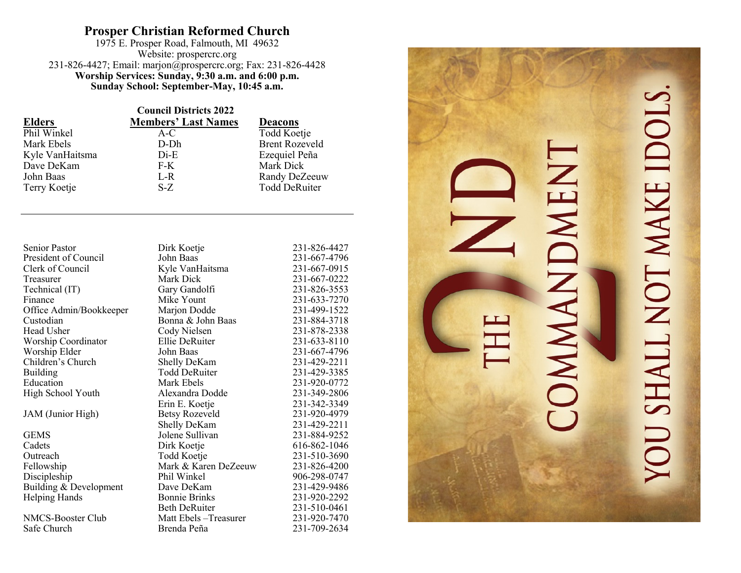# Prosper Christian Reformed Church

1975 E. Prosper Road, Falmouth, MI 49632
Website: prospercrc.org
231-826-4427; Email: marjon@prospercrc.org; Fax: 231-826-4428
**Worship Services: Sunday, 9:30 a.m. and 6:00 p.m.**
**Sunday School: September-May, 10:45 a.m.**

**Council Districts 2022**

| Elders | Members' Last Names | Deacons |
|---|---|---|
| Phil Winkel | A-C | Todd Koetje |
| Mark Ebels | D-Dh | Brent Rozeveld |
| Kyle VanHaitsma | Di-E | Ezequiel Peña |
| Dave DeKam | F-K | Mark Dick |
| John Baas | L-R | Randy DeZeeuw |
| Terry Koetje | S-Z | Todd DeRuiter |

---

| | | |
|---|---|---|
| Senior Pastor | Dirk Koetje | 231-826-4427 |
| President of Council | John Baas | 231-667-4796 |
| Clerk of Council | Kyle VanHaitsma | 231-667-0915 |
| Treasurer | Mark Dick | 231-667-0222 |
| Technical (IT) | Gary Gandolfi | 231-826-3553 |
| Finance | Mike Yount | 231-633-7270 |
| Office Admin/Bookkeeper | Marjon Dodde | 231-499-1522 |
| Custodian | Bonna & John Baas | 231-884-3718 |
| Head Usher | Cody Nielsen | 231-878-2338 |
| Worship Coordinator | Ellie DeRuiter | 231-633-8110 |
| Worship Elder | John Baas | 231-667-4796 |
| Children's Church | Shelly DeKam | 231-429-2211 |
| Building | Todd DeRuiter | 231-429-3385 |
| Education | Mark Ebels | 231-920-0772 |
| High School Youth | Alexandra Dodde | 231-349-2806 |
| | Erin E. Koetje | 231-342-3349 |
| JAM (Junior High) | Betsy Rozeveld | 231-920-4979 |
| | Shelly DeKam | 231-429-2211 |
| GEMS | Jolene Sullivan | 231-884-9252 |
| Cadets | Dirk Koetje | 616-862-1046 |
| Outreach | Todd Koetje | 231-510-3690 |
| Fellowship | Mark & Karen DeZeeuw | 231-826-4200 |
| Discipleship | Phil Winkel | 906-298-0747 |
| Building & Development | Dave DeKam | 231-429-9486 |
| Helping Hands | Bonnie Brinks | 231-920-2292 |
| | Beth DeRuiter | 231-510-0461 |
| NMCS-Booster Club | Matt Ebels –Treasurer | 231-920-7470 |
| Safe Church | Brenda Peña | 231-709-2634 |

THE 2ND COMMANDMENT

YOU SHALL NOT MAKE IDOLS.